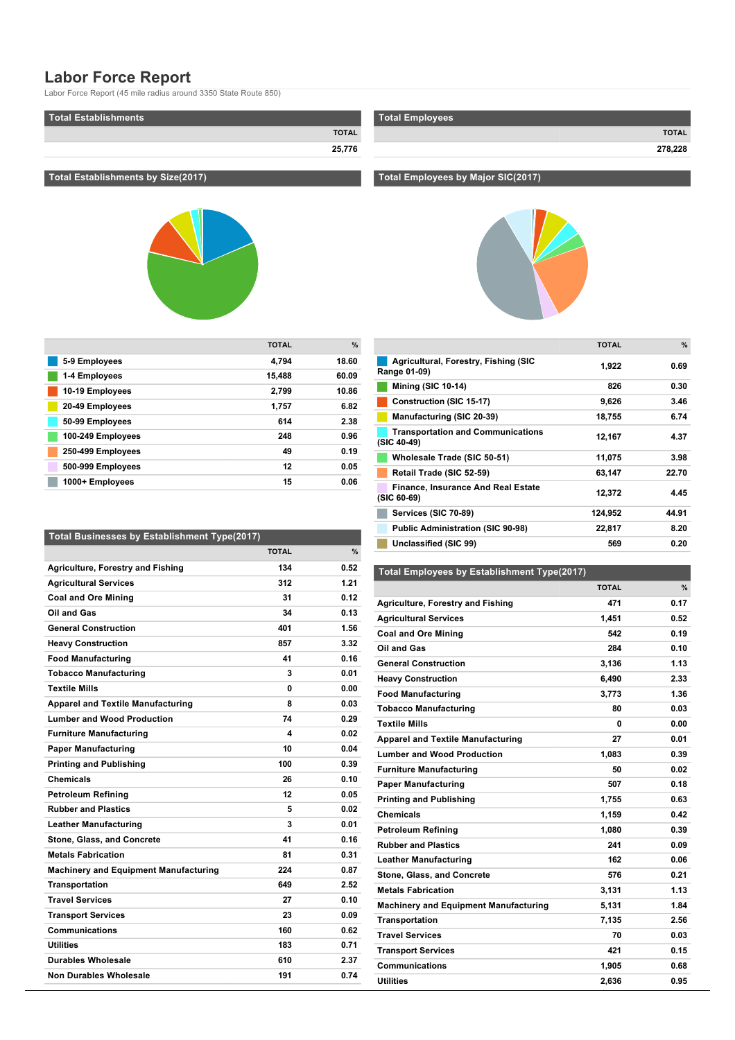# Labor Force Report

Labor Force Report (45 mile radius around 3350 State Route 850)

## Total Establishments

| | TOTAL |
|---|---|
| | 25,776 |

## Total Employees

| | TOTAL |
|---|---|
| | 278,228 |

## Total Establishments by Size(2017)

| | TOTAL | % |
|---|---|---|
| 5-9 Employees | 4,794 | 18.60 |
| 1-4 Employees | 15,488 | 60.09 |
| 10-19 Employees | 2,799 | 10.86 |
| 20-49 Employees | 1,757 | 6.82 |
| 50-99 Employees | 614 | 2.38 |
| 100-249 Employees | 248 | 0.96 |
| 250-499 Employees | 49 | 0.19 |
| 500-999 Employees | 12 | 0.05 |
| 1000+ Employees | 15 | 0.06 |

## Total Employees by Major SIC(2017)

| | TOTAL | % |
|---|---|---|
| Agricultural, Forestry, Fishing (SIC Range 01-09) | 1,922 | 0.69 |
| Mining (SIC 10-14) | 826 | 0.30 |
| Construction (SIC 15-17) | 9,626 | 3.46 |
| Manufacturing (SIC 20-39) | 18,755 | 6.74 |
| Transportation and Communications (SIC 40-49) | 12,167 | 4.37 |
| Wholesale Trade (SIC 50-51) | 11,075 | 3.98 |
| Retail Trade (SIC 52-59) | 63,147 | 22.70 |
| Finance, Insurance And Real Estate (SIC 60-69) | 12,372 | 4.45 |
| Services (SIC 70-89) | 124,952 | 44.91 |
| Public Administration (SIC 90-98) | 22,817 | 8.20 |
| Unclassified (SIC 99) | 569 | 0.20 |

## Total Businesses by Establishment Type(2017)

| | TOTAL | % |
|---|---|---|
| Agriculture, Forestry and Fishing | 134 | 0.52 |
| Agricultural Services | 312 | 1.21 |
| Coal and Ore Mining | 31 | 0.12 |
| Oil and Gas | 34 | 0.13 |
| General Construction | 401 | 1.56 |
| Heavy Construction | 857 | 3.32 |
| Food Manufacturing | 41 | 0.16 |
| Tobacco Manufacturing | 3 | 0.01 |
| Textile Mills | 0 | 0.00 |
| Apparel and Textile Manufacturing | 8 | 0.03 |
| Lumber and Wood Production | 74 | 0.29 |
| Furniture Manufacturing | 4 | 0.02 |
| Paper Manufacturing | 10 | 0.04 |
| Printing and Publishing | 100 | 0.39 |
| Chemicals | 26 | 0.10 |
| Petroleum Refining | 12 | 0.05 |
| Rubber and Plastics | 5 | 0.02 |
| Leather Manufacturing | 3 | 0.01 |
| Stone, Glass, and Concrete | 41 | 0.16 |
| Metals Fabrication | 81 | 0.31 |
| Machinery and Equipment Manufacturing | 224 | 0.87 |
| Transportation | 649 | 2.52 |
| Travel Services | 27 | 0.10 |
| Transport Services | 23 | 0.09 |
| Communications | 160 | 0.62 |
| Utilities | 183 | 0.71 |
| Durables Wholesale | 610 | 2.37 |
| Non Durables Wholesale | 191 | 0.74 |

## Total Employees by Establishment Type(2017)

| | TOTAL | % |
|---|---|---|
| Agriculture, Forestry and Fishing | 471 | 0.17 |
| Agricultural Services | 1,451 | 0.52 |
| Coal and Ore Mining | 542 | 0.19 |
| Oil and Gas | 284 | 0.10 |
| General Construction | 3,136 | 1.13 |
| Heavy Construction | 6,490 | 2.33 |
| Food Manufacturing | 3,773 | 1.36 |
| Tobacco Manufacturing | 80 | 0.03 |
| Textile Mills | 0 | 0.00 |
| Apparel and Textile Manufacturing | 27 | 0.01 |
| Lumber and Wood Production | 1,083 | 0.39 |
| Furniture Manufacturing | 50 | 0.02 |
| Paper Manufacturing | 507 | 0.18 |
| Printing and Publishing | 1,755 | 0.63 |
| Chemicals | 1,159 | 0.42 |
| Petroleum Refining | 1,080 | 0.39 |
| Rubber and Plastics | 241 | 0.09 |
| Leather Manufacturing | 162 | 0.06 |
| Stone, Glass, and Concrete | 576 | 0.21 |
| Metals Fabrication | 3,131 | 1.13 |
| Machinery and Equipment Manufacturing | 5,131 | 1.84 |
| Transportation | 7,135 | 2.56 |
| Travel Services | 70 | 0.03 |
| Transport Services | 421 | 0.15 |
| Communications | 1,905 | 0.68 |
| Utilities | 2,636 | 0.95 |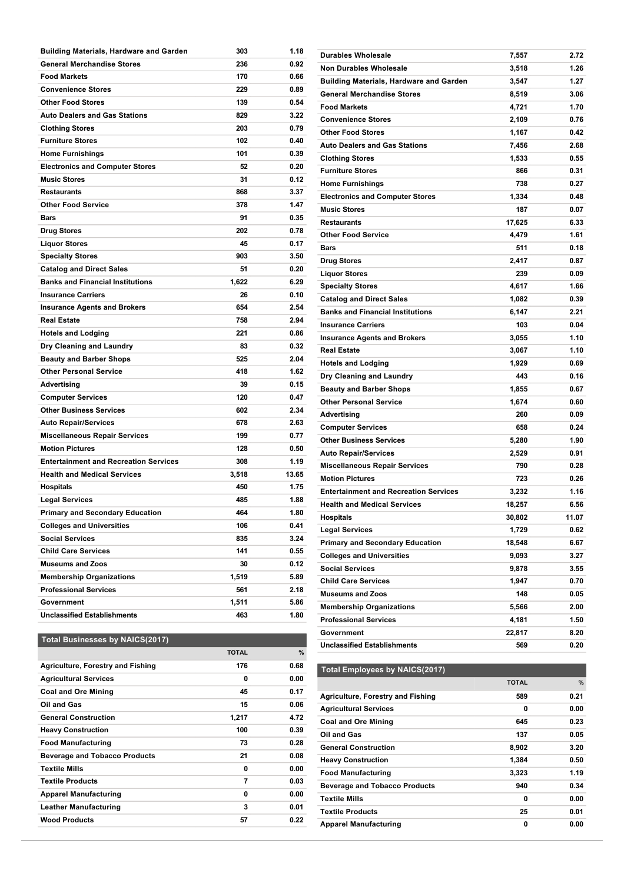| | | |
|---|---|---|
| Building Materials, Hardware and Garden | 303 | 1.18 |
| General Merchandise Stores | 236 | 0.92 |
| Food Markets | 170 | 0.66 |
| Convenience Stores | 229 | 0.89 |
| Other Food Stores | 139 | 0.54 |
| Auto Dealers and Gas Stations | 829 | 3.22 |
| Clothing Stores | 203 | 0.79 |
| Furniture Stores | 102 | 0.40 |
| Home Furnishings | 101 | 0.39 |
| Electronics and Computer Stores | 52 | 0.20 |
| Music Stores | 31 | 0.12 |
| Restaurants | 868 | 3.37 |
| Other Food Service | 378 | 1.47 |
| Bars | 91 | 0.35 |
| Drug Stores | 202 | 0.78 |
| Liquor Stores | 45 | 0.17 |
| Specialty Stores | 903 | 3.50 |
| Catalog and Direct Sales | 51 | 0.20 |
| Banks and Financial Institutions | 1,622 | 6.29 |
| Insurance Carriers | 26 | 0.10 |
| Insurance Agents and Brokers | 654 | 2.54 |
| Real Estate | 758 | 2.94 |
| Hotels and Lodging | 221 | 0.86 |
| Dry Cleaning and Laundry | 83 | 0.32 |
| Beauty and Barber Shops | 525 | 2.04 |
| Other Personal Service | 418 | 1.62 |
| Advertising | 39 | 0.15 |
| Computer Services | 120 | 0.47 |
| Other Business Services | 602 | 2.34 |
| Auto Repair/Services | 678 | 2.63 |
| Miscellaneous Repair Services | 199 | 0.77 |
| Motion Pictures | 128 | 0.50 |
| Entertainment and Recreation Services | 308 | 1.19 |
| Health and Medical Services | 3,518 | 13.65 |
| Hospitals | 450 | 1.75 |
| Legal Services | 485 | 1.88 |
| Primary and Secondary Education | 464 | 1.80 |
| Colleges and Universities | 106 | 0.41 |
| Social Services | 835 | 3.24 |
| Child Care Services | 141 | 0.55 |
| Museums and Zoos | 30 | 0.12 |
| Membership Organizations | 1,519 | 5.89 |
| Professional Services | 561 | 2.18 |
| Government | 1,511 | 5.86 |
| Unclassified Establishments | 463 | 1.80 |

**Total Businesses by NAICS(2017)**

| | TOTAL | % |
|---|---|---|
| Agriculture, Forestry and Fishing | 176 | 0.68 |
| Agricultural Services | 0 | 0.00 |
| Coal and Ore Mining | 45 | 0.17 |
| Oil and Gas | 15 | 0.06 |
| General Construction | 1,217 | 4.72 |
| Heavy Construction | 100 | 0.39 |
| Food Manufacturing | 73 | 0.28 |
| Beverage and Tobacco Products | 21 | 0.08 |
| Textile Mills | 0 | 0.00 |
| Textile Products | 7 | 0.03 |
| Apparel Manufacturing | 0 | 0.00 |
| Leather Manufacturing | 3 | 0.01 |
| Wood Products | 57 | 0.22 |

| | | |
|---|---|---|
| Durables Wholesale | 7,557 | 2.72 |
| Non Durables Wholesale | 3,518 | 1.26 |
| Building Materials, Hardware and Garden | 3,547 | 1.27 |
| General Merchandise Stores | 8,519 | 3.06 |
| Food Markets | 4,721 | 1.70 |
| Convenience Stores | 2,109 | 0.76 |
| Other Food Stores | 1,167 | 0.42 |
| Auto Dealers and Gas Stations | 7,456 | 2.68 |
| Clothing Stores | 1,533 | 0.55 |
| Furniture Stores | 866 | 0.31 |
| Home Furnishings | 738 | 0.27 |
| Electronics and Computer Stores | 1,334 | 0.48 |
| Music Stores | 187 | 0.07 |
| Restaurants | 17,625 | 6.33 |
| Other Food Service | 4,479 | 1.61 |
| Bars | 511 | 0.18 |
| Drug Stores | 2,417 | 0.87 |
| Liquor Stores | 239 | 0.09 |
| Specialty Stores | 4,617 | 1.66 |
| Catalog and Direct Sales | 1,082 | 0.39 |
| Banks and Financial Institutions | 6,147 | 2.21 |
| Insurance Carriers | 103 | 0.04 |
| Insurance Agents and Brokers | 3,055 | 1.10 |
| Real Estate | 3,067 | 1.10 |
| Hotels and Lodging | 1,929 | 0.69 |
| Dry Cleaning and Laundry | 443 | 0.16 |
| Beauty and Barber Shops | 1,855 | 0.67 |
| Other Personal Service | 1,674 | 0.60 |
| Advertising | 260 | 0.09 |
| Computer Services | 658 | 0.24 |
| Other Business Services | 5,280 | 1.90 |
| Auto Repair/Services | 2,529 | 0.91 |
| Miscellaneous Repair Services | 790 | 0.28 |
| Motion Pictures | 723 | 0.26 |
| Entertainment and Recreation Services | 3,232 | 1.16 |
| Health and Medical Services | 18,257 | 6.56 |
| Hospitals | 30,802 | 11.07 |
| Legal Services | 1,729 | 0.62 |
| Primary and Secondary Education | 18,548 | 6.67 |
| Colleges and Universities | 9,093 | 3.27 |
| Social Services | 9,878 | 3.55 |
| Child Care Services | 1,947 | 0.70 |
| Museums and Zoos | 148 | 0.05 |
| Membership Organizations | 5,566 | 2.00 |
| Professional Services | 4,181 | 1.50 |
| Government | 22,817 | 8.20 |
| Unclassified Establishments | 569 | 0.20 |

**Total Employees by NAICS(2017)**

| | TOTAL | % |
|---|---|---|
| Agriculture, Forestry and Fishing | 589 | 0.21 |
| Agricultural Services | 0 | 0.00 |
| Coal and Ore Mining | 645 | 0.23 |
| Oil and Gas | 137 | 0.05 |
| General Construction | 8,902 | 3.20 |
| Heavy Construction | 1,384 | 0.50 |
| Food Manufacturing | 3,323 | 1.19 |
| Beverage and Tobacco Products | 940 | 0.34 |
| Textile Mills | 0 | 0.00 |
| Textile Products | 25 | 0.01 |
| Apparel Manufacturing | 0 | 0.00 |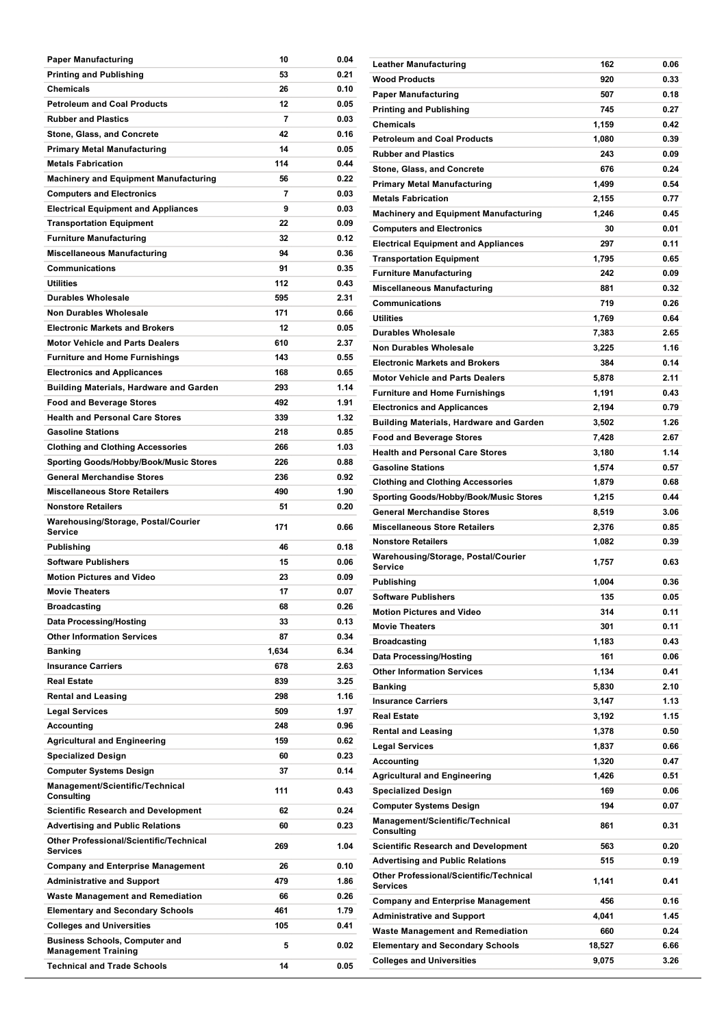| | | |
|---|---|---|
| Paper Manufacturing | 10 | 0.04 |
| Printing and Publishing | 53 | 0.21 |
| Chemicals | 26 | 0.10 |
| Petroleum and Coal Products | 12 | 0.05 |
| Rubber and Plastics | 7 | 0.03 |
| Stone, Glass, and Concrete | 42 | 0.16 |
| Primary Metal Manufacturing | 14 | 0.05 |
| Metals Fabrication | 114 | 0.44 |
| Machinery and Equipment Manufacturing | 56 | 0.22 |
| Computers and Electronics | 7 | 0.03 |
| Electrical Equipment and Appliances | 9 | 0.03 |
| Transportation Equipment | 22 | 0.09 |
| Furniture Manufacturing | 32 | 0.12 |
| Miscellaneous Manufacturing | 94 | 0.36 |
| Communications | 91 | 0.35 |
| Utilities | 112 | 0.43 |
| Durables Wholesale | 595 | 2.31 |
| Non Durables Wholesale | 171 | 0.66 |
| Electronic Markets and Brokers | 12 | 0.05 |
| Motor Vehicle and Parts Dealers | 610 | 2.37 |
| Furniture and Home Furnishings | 143 | 0.55 |
| Electronics and Applicances | 168 | 0.65 |
| Building Materials, Hardware and Garden | 293 | 1.14 |
| Food and Beverage Stores | 492 | 1.91 |
| Health and Personal Care Stores | 339 | 1.32 |
| Gasoline Stations | 218 | 0.85 |
| Clothing and Clothing Accessories | 266 | 1.03 |
| Sporting Goods/Hobby/Book/Music Stores | 226 | 0.88 |
| General Merchandise Stores | 236 | 0.92 |
| Miscellaneous Store Retailers | 490 | 1.90 |
| Nonstore Retailers | 51 | 0.20 |
| Warehousing/Storage, Postal/Courier Service | 171 | 0.66 |
| Publishing | 46 | 0.18 |
| Software Publishers | 15 | 0.06 |
| Motion Pictures and Video | 23 | 0.09 |
| Movie Theaters | 17 | 0.07 |
| Broadcasting | 68 | 0.26 |
| Data Processing/Hosting | 33 | 0.13 |
| Other Information Services | 87 | 0.34 |
| Banking | 1,634 | 6.34 |
| Insurance Carriers | 678 | 2.63 |
| Real Estate | 839 | 3.25 |
| Rental and Leasing | 298 | 1.16 |
| Legal Services | 509 | 1.97 |
| Accounting | 248 | 0.96 |
| Agricultural and Engineering | 159 | 0.62 |
| Specialized Design | 60 | 0.23 |
| Computer Systems Design | 37 | 0.14 |
| Management/Scientific/Technical Consulting | 111 | 0.43 |
| Scientific Research and Development | 62 | 0.24 |
| Advertising and Public Relations | 60 | 0.23 |
| Other Professional/Scientific/Technical Services | 269 | 1.04 |
| Company and Enterprise Management | 26 | 0.10 |
| Administrative and Support | 479 | 1.86 |
| Waste Management and Remediation | 66 | 0.26 |
| Elementary and Secondary Schools | 461 | 1.79 |
| Colleges and Universities | 105 | 0.41 |
| Business Schools, Computer and Management Training | 5 | 0.02 |
| Technical and Trade Schools | 14 | 0.05 |

| | | |
|---|---|---|
| Leather Manufacturing | 162 | 0.06 |
| Wood Products | 920 | 0.33 |
| Paper Manufacturing | 507 | 0.18 |
| Printing and Publishing | 745 | 0.27 |
| Chemicals | 1,159 | 0.42 |
| Petroleum and Coal Products | 1,080 | 0.39 |
| Rubber and Plastics | 243 | 0.09 |
| Stone, Glass, and Concrete | 676 | 0.24 |
| Primary Metal Manufacturing | 1,499 | 0.54 |
| Metals Fabrication | 2,155 | 0.77 |
| Machinery and Equipment Manufacturing | 1,246 | 0.45 |
| Computers and Electronics | 30 | 0.01 |
| Electrical Equipment and Appliances | 297 | 0.11 |
| Transportation Equipment | 1,795 | 0.65 |
| Furniture Manufacturing | 242 | 0.09 |
| Miscellaneous Manufacturing | 881 | 0.32 |
| Communications | 719 | 0.26 |
| Utilities | 1,769 | 0.64 |
| Durables Wholesale | 7,383 | 2.65 |
| Non Durables Wholesale | 3,225 | 1.16 |
| Electronic Markets and Brokers | 384 | 0.14 |
| Motor Vehicle and Parts Dealers | 5,878 | 2.11 |
| Furniture and Home Furnishings | 1,191 | 0.43 |
| Electronics and Applicances | 2,194 | 0.79 |
| Building Materials, Hardware and Garden | 3,502 | 1.26 |
| Food and Beverage Stores | 7,428 | 2.67 |
| Health and Personal Care Stores | 3,180 | 1.14 |
| Gasoline Stations | 1,574 | 0.57 |
| Clothing and Clothing Accessories | 1,879 | 0.68 |
| Sporting Goods/Hobby/Book/Music Stores | 1,215 | 0.44 |
| General Merchandise Stores | 8,519 | 3.06 |
| Miscellaneous Store Retailers | 2,376 | 0.85 |
| Nonstore Retailers | 1,082 | 0.39 |
| Warehousing/Storage, Postal/Courier Service | 1,757 | 0.63 |
| Publishing | 1,004 | 0.36 |
| Software Publishers | 135 | 0.05 |
| Motion Pictures and Video | 314 | 0.11 |
| Movie Theaters | 301 | 0.11 |
| Broadcasting | 1,183 | 0.43 |
| Data Processing/Hosting | 161 | 0.06 |
| Other Information Services | 1,134 | 0.41 |
| Banking | 5,830 | 2.10 |
| Insurance Carriers | 3,147 | 1.13 |
| Real Estate | 3,192 | 1.15 |
| Rental and Leasing | 1,378 | 0.50 |
| Legal Services | 1,837 | 0.66 |
| Accounting | 1,320 | 0.47 |
| Agricultural and Engineering | 1,426 | 0.51 |
| Specialized Design | 169 | 0.06 |
| Computer Systems Design | 194 | 0.07 |
| Management/Scientific/Technical Consulting | 861 | 0.31 |
| Scientific Research and Development | 563 | 0.20 |
| Advertising and Public Relations | 515 | 0.19 |
| Other Professional/Scientific/Technical Services | 1,141 | 0.41 |
| Company and Enterprise Management | 456 | 0.16 |
| Administrative and Support | 4,041 | 1.45 |
| Waste Management and Remediation | 660 | 0.24 |
| Elementary and Secondary Schools | 18,527 | 6.66 |
| Colleges and Universities | 9,075 | 3.26 |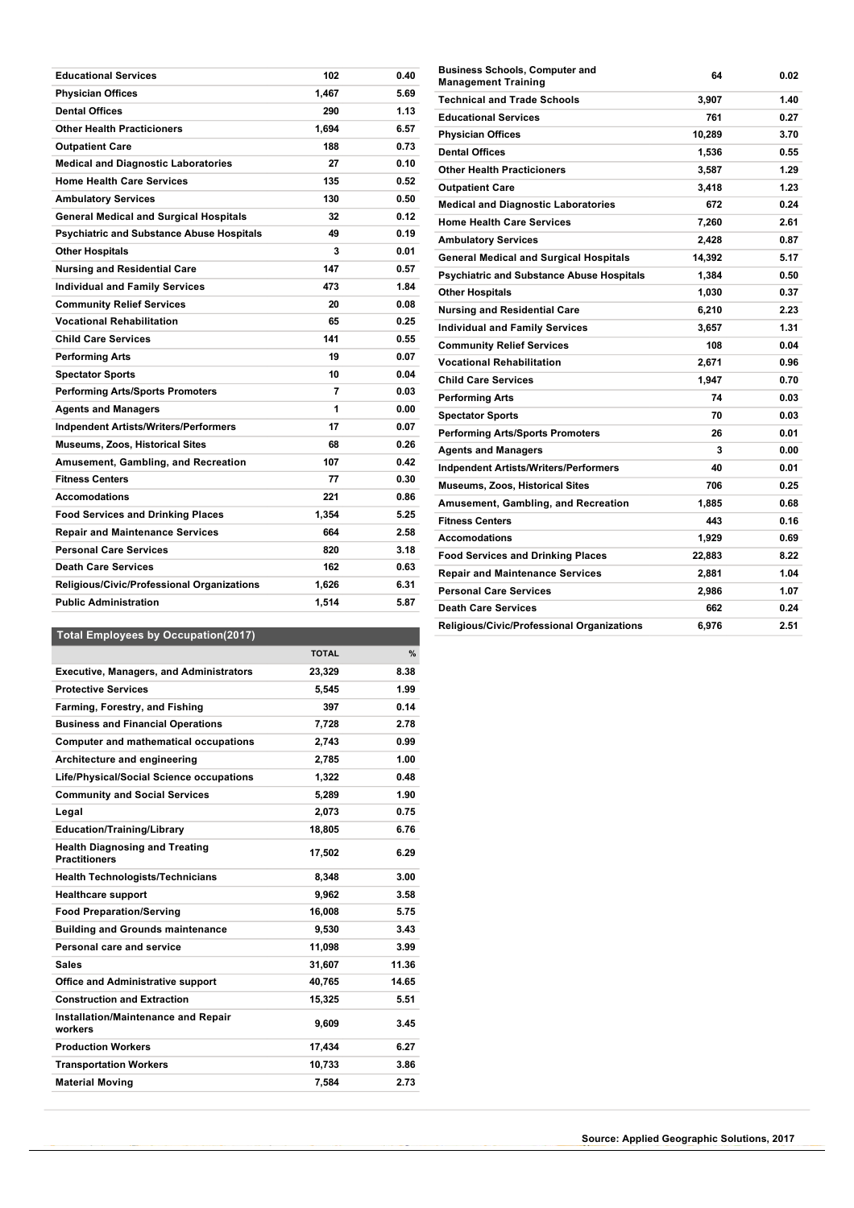| | | |
|---|---|---|
| Educational Services | 102 | 0.40 |
| Physician Offices | 1,467 | 5.69 |
| Dental Offices | 290 | 1.13 |
| Other Health Practicioners | 1,694 | 6.57 |
| Outpatient Care | 188 | 0.73 |
| Medical and Diagnostic Laboratories | 27 | 0.10 |
| Home Health Care Services | 135 | 0.52 |
| Ambulatory Services | 130 | 0.50 |
| General Medical and Surgical Hospitals | 32 | 0.12 |
| Psychiatric and Substance Abuse Hospitals | 49 | 0.19 |
| Other Hospitals | 3 | 0.01 |
| Nursing and Residential Care | 147 | 0.57 |
| Individual and Family Services | 473 | 1.84 |
| Community Relief Services | 20 | 0.08 |
| Vocational Rehabilitation | 65 | 0.25 |
| Child Care Services | 141 | 0.55 |
| Performing Arts | 19 | 0.07 |
| Spectator Sports | 10 | 0.04 |
| Performing Arts/Sports Promoters | 7 | 0.03 |
| Agents and Managers | 1 | 0.00 |
| Indpendent Artists/Writers/Performers | 17 | 0.07 |
| Museums, Zoos, Historical Sites | 68 | 0.26 |
| Amusement, Gambling, and Recreation | 107 | 0.42 |
| Fitness Centers | 77 | 0.30 |
| Accomodations | 221 | 0.86 |
| Food Services and Drinking Places | 1,354 | 5.25 |
| Repair and Maintenance Services | 664 | 2.58 |
| Personal Care Services | 820 | 3.18 |
| Death Care Services | 162 | 0.63 |
| Religious/Civic/Professional Organizations | 1,626 | 6.31 |
| Public Administration | 1,514 | 5.87 |

## Total Employees by Occupation(2017)

| | TOTAL | % |
|---|---|---|
| Executive, Managers, and Administrators | 23,329 | 8.38 |
| Protective Services | 5,545 | 1.99 |
| Farming, Forestry, and Fishing | 397 | 0.14 |
| Business and Financial Operations | 7,728 | 2.78 |
| Computer and mathematical occupations | 2,743 | 0.99 |
| Architecture and engineering | 2,785 | 1.00 |
| Life/Physical/Social Science occupations | 1,322 | 0.48 |
| Community and Social Services | 5,289 | 1.90 |
| Legal | 2,073 | 0.75 |
| Education/Training/Library | 18,805 | 6.76 |
| Health Diagnosing and Treating Practitioners | 17,502 | 6.29 |
| Health Technologists/Technicians | 8,348 | 3.00 |
| Healthcare support | 9,962 | 3.58 |
| Food Preparation/Serving | 16,008 | 5.75 |
| Building and Grounds maintenance | 9,530 | 3.43 |
| Personal care and service | 11,098 | 3.99 |
| Sales | 31,607 | 11.36 |
| Office and Administrative support | 40,765 | 14.65 |
| Construction and Extraction | 15,325 | 5.51 |
| Installation/Maintenance and Repair workers | 9,609 | 3.45 |
| Production Workers | 17,434 | 6.27 |
| Transportation Workers | 10,733 | 3.86 |
| Material Moving | 7,584 | 2.73 |

| | | |
|---|---|---|
| Business Schools, Computer and Management Training | 64 | 0.02 |
| Technical and Trade Schools | 3,907 | 1.40 |
| Educational Services | 761 | 0.27 |
| Physician Offices | 10,289 | 3.70 |
| Dental Offices | 1,536 | 0.55 |
| Other Health Practicioners | 3,587 | 1.29 |
| Outpatient Care | 3,418 | 1.23 |
| Medical and Diagnostic Laboratories | 672 | 0.24 |
| Home Health Care Services | 7,260 | 2.61 |
| Ambulatory Services | 2,428 | 0.87 |
| General Medical and Surgical Hospitals | 14,392 | 5.17 |
| Psychiatric and Substance Abuse Hospitals | 1,384 | 0.50 |
| Other Hospitals | 1,030 | 0.37 |
| Nursing and Residential Care | 6,210 | 2.23 |
| Individual and Family Services | 3,657 | 1.31 |
| Community Relief Services | 108 | 0.04 |
| Vocational Rehabilitation | 2,671 | 0.96 |
| Child Care Services | 1,947 | 0.70 |
| Performing Arts | 74 | 0.03 |
| Spectator Sports | 70 | 0.03 |
| Performing Arts/Sports Promoters | 26 | 0.01 |
| Agents and Managers | 3 | 0.00 |
| Indpendent Artists/Writers/Performers | 40 | 0.01 |
| Museums, Zoos, Historical Sites | 706 | 0.25 |
| Amusement, Gambling, and Recreation | 1,885 | 0.68 |
| Fitness Centers | 443 | 0.16 |
| Accomodations | 1,929 | 0.69 |
| Food Services and Drinking Places | 22,883 | 8.22 |
| Repair and Maintenance Services | 2,881 | 1.04 |
| Personal Care Services | 2,986 | 1.07 |
| Death Care Services | 662 | 0.24 |
| Religious/Civic/Professional Organizations | 6,976 | 2.51 |

Source: Applied Geographic Solutions, 2017